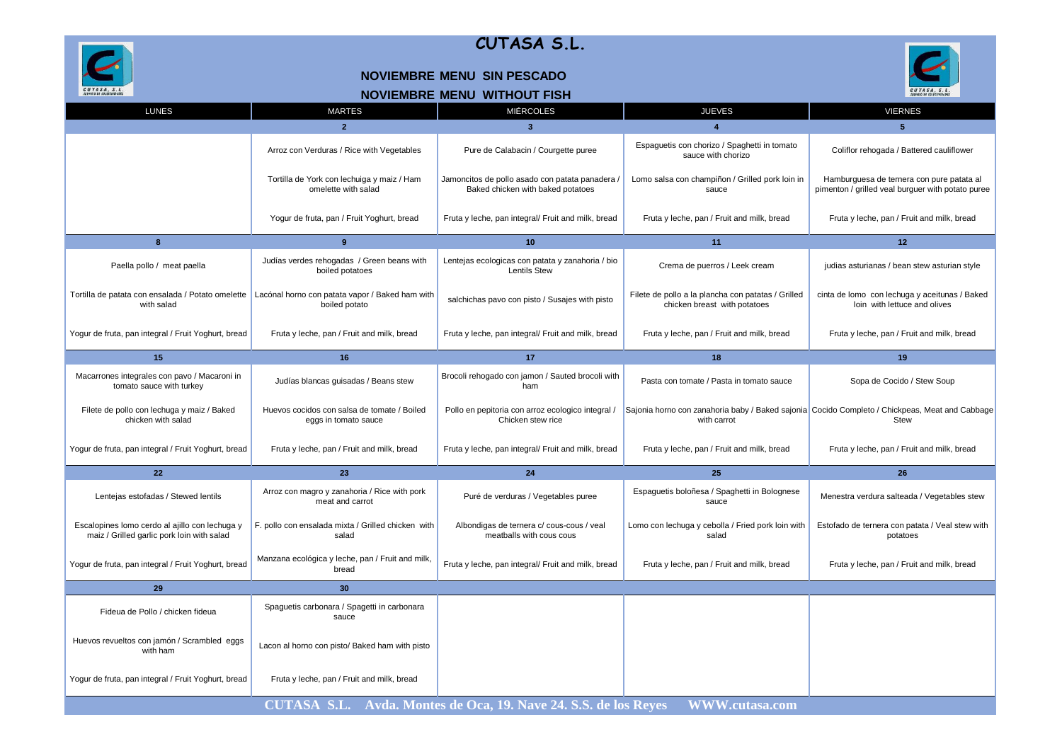# CUTASA S.L.

## NOVIEMBRE MENU SIN PESCADO

## NOVIEMBRE MENU WITHOUT FISH

| LUNES | MARTES | MIÉRCOLES | JUEVES | VIERNES |
|---|---|---|---|---|
| | **2** | **3** | **4** | **5** |
| | Arroz con Verduras / Rice with Vegetables | Pure de Calabacin / Courgette puree | Espaguetis con chorizo / Spaghetti in tomato sauce with chorizo | Coliflor rehogada / Battered cauliflower |
| | Tortilla de York con lechuiga y maiz / Ham omelette with salad | Jamoncitos de pollo asado con patata panadera / Baked chicken with baked potatoes | Lomo salsa con champiñon / Grilled pork loin in sauce | Hamburguesa de ternera con pure patata al pimenton / grilled veal burguer with potato puree |
| | Yogur de fruta, pan / Fruit Yoghurt, bread | Fruta y leche, pan integral/ Fruit and milk, bread | Fruta y leche, pan / Fruit and milk, bread | Fruta y leche, pan / Fruit and milk, bread |
| **8** | **9** | **10** | **11** | **12** |
| Paella pollo / meat paella | Judías verdes rehogadas / Green beans with boiled potatoes | Lentejas ecologicas con patata y zanahoria / bio Lentils Stew | Crema de puerros / Leek cream | judias asturianas / bean stew asturian style |
| Tortilla de patata con ensalada / Potato omelette with salad | Lacónal horno con patata vapor / Baked ham with boiled potato | salchichas pavo con pisto / Susajes with pisto | Filete de pollo a la plancha con patatas / Grilled chicken breast with potatoes | cinta de lomo con lechuga y aceitunas / Baked loin with lettuce and olives |
| Yogur de fruta, pan integral / Fruit Yoghurt, bread | Fruta y leche, pan / Fruit and milk, bread | Fruta y leche, pan integral/ Fruit and milk, bread | Fruta y leche, pan / Fruit and milk, bread | Fruta y leche, pan / Fruit and milk, bread |
| **15** | **16** | **17** | **18** | **19** |
| Macarrones integrales con pavo / Macaroni in tomato sauce with turkey | Judías blancas guisadas / Beans stew | Brocoli rehogado con jamon / Sauted brocoli with ham | Pasta con tomate / Pasta in tomato sauce | Sopa de Cocido / Stew Soup |
| Filete de pollo con lechuga y maiz / Baked chicken with salad | Huevos cocidos con salsa de tomate / Boiled eggs in tomato sauce | Pollo en pepitoria con arroz ecologico integral / Chicken stew rice | Sajonia horno con zanahoria baby / Baked sajonia with carrot | Cocido Completo / Chickpeas, Meat and Cabbage Stew |
| Yogur de fruta, pan integral / Fruit Yoghurt, bread | Fruta y leche, pan / Fruit and milk, bread | Fruta y leche, pan integral/ Fruit and milk, bread | Fruta y leche, pan / Fruit and milk, bread | Fruta y leche, pan / Fruit and milk, bread |
| **22** | **23** | **24** | **25** | **26** |
| Lentejas estofadas / Stewed lentils | Arroz con magro y zanahoria / Rice with pork meat and carrot | Puré de verduras / Vegetables puree | Espaguetis boloñesa / Spaghetti in Bolognese sauce | Menestra verdura salteada / Vegetables stew |
| Escalopines lomo cerdo al ajillo con lechuga y maiz / Grilled garlic pork loin with salad | F. pollo con ensalada mixta / Grilled chicken with salad | Albondigas de ternera c/ cous-cous / veal meatballs with cous cous | Lomo con lechuga y cebolla / Fried pork loin with salad | Estofado de ternera con patata / Veal stew with potatoes |
| Yogur de fruta, pan integral / Fruit Yoghurt, bread | Manzana ecológica y leche, pan / Fruit and milk, bread | Fruta y leche, pan integral/ Fruit and milk, bread | Fruta y leche, pan / Fruit and milk, bread | Fruta y leche, pan / Fruit and milk, bread |
| **29** | **30** | | | |
| Fideua de Pollo / chicken fideua | Spaguetis carbonara / Spagetti in carbonara sauce | | | |
| Huevos revueltos con jamón / Scrambled eggs with ham | Lacon al horno con pisto/ Baked ham with pisto | | | |
| Yogur de fruta, pan integral / Fruit Yoghurt, bread | Fruta y leche, pan / Fruit and milk, bread | | | |

**CUTASA S.L. Avda. Montes de Oca, 19. Nave 24. S.S. de los Reyes WWW.cutasa.com**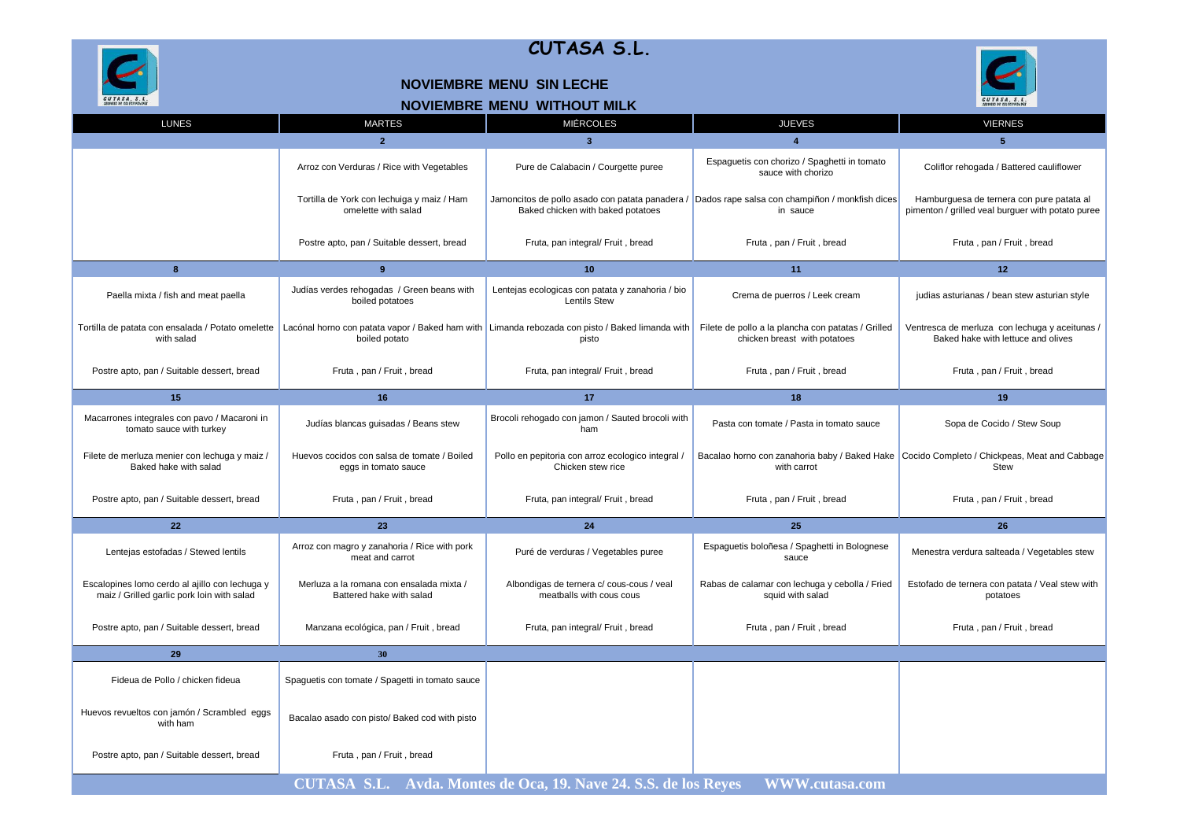# CUTASA S.L.

## NOVIEMBRE MENU SIN LECHE

## NOVIEMBRE MENU WITHOUT MILK

| LUNES | MARTES | MIÉRCOLES | JUEVES | VIERNES |
|---|---|---|---|---|
| | **2** | **3** | **4** | **5** |
| | Arroz con Verduras / Rice with Vegetables | Pure de Calabacin / Courgette puree | Espaguetis con chorizo / Spaghetti in tomato sauce with chorizo | Coliflor rehogada / Battered cauliflower |
| | Tortilla de York con lechuiga y maiz / Ham omelette with salad | Jamoncitos de pollo asado con patata panadera / Baked chicken with baked potatoes | Dados rape salsa con champiñon / monkfish dices in sauce | Hamburguesa de ternera con pure patata al pimenton / grilled veal burguer with potato puree |
| | Postre apto, pan / Suitable dessert, bread | Fruta, pan integral/ Fruit , bread | Fruta , pan / Fruit , bread | Fruta , pan / Fruit , bread |
| **8** | **9** | **10** | **11** | **12** |
| Paella mixta / fish and meat paella | Judías verdes rehogadas / Green beans with boiled potatoes | Lentejas ecologicas con patata y zanahoria / bio Lentils Stew | Crema de puerros / Leek cream | judias asturianas / bean stew asturian style |
| Tortilla de patata con ensalada / Potato omelette with salad | Lacónal horno con patata vapor / Baked ham with boiled potato | Limanda rebozada con pisto / Baked limanda with pisto | Filete de pollo a la plancha con patatas / Grilled chicken breast with potatoes | Ventresca de merluza con lechuga y aceitunas / Baked hake with lettuce and olives |
| Postre apto, pan / Suitable dessert, bread | Fruta , pan / Fruit , bread | Fruta, pan integral/ Fruit , bread | Fruta , pan / Fruit , bread | Fruta , pan / Fruit , bread |
| **15** | **16** | **17** | **18** | **19** |
| Macarrones integrales con pavo / Macaroni in tomato sauce with turkey | Judías blancas guisadas / Beans stew | Brocoli rehogado con jamon / Sauted brocoli with ham | Pasta con tomate / Pasta in tomato sauce | Sopa de Cocido / Stew Soup |
| Filete de merluza menier con lechuga y maiz / Baked hake with salad | Huevos cocidos con salsa de tomate / Boiled eggs in tomato sauce | Pollo en pepitoria con arroz ecologico integral / Chicken stew rice | Bacalao horno con zanahoria baby / Baked Hake with carrot | Cocido Completo / Chickpeas, Meat and Cabbage Stew |
| Postre apto, pan / Suitable dessert, bread | Fruta , pan / Fruit , bread | Fruta, pan integral/ Fruit , bread | Fruta , pan / Fruit , bread | Fruta , pan / Fruit , bread |
| **22** | **23** | **24** | **25** | **26** |
| Lentejas estofadas / Stewed lentils | Arroz con magro y zanahoria / Rice with pork meat and carrot | Puré de verduras / Vegetables puree | Espaguetis boloñesa / Spaghetti in Bolognese sauce | Menestra verdura salteada / Vegetables stew |
| Escalopines lomo cerdo al ajillo con lechuga y maiz / Grilled garlic pork loin with salad | Merluza a la romana con ensalada mixta / Battered hake with salad | Albondigas de ternera c/ cous-cous / veal meatballs with cous cous | Rabas de calamar con lechuga y cebolla / Fried squid with salad | Estofado de ternera con patata / Veal stew with potatoes |
| Postre apto, pan / Suitable dessert, bread | Manzana ecológica, pan / Fruit , bread | Fruta, pan integral/ Fruit , bread | Fruta , pan / Fruit , bread | Fruta , pan / Fruit , bread |
| **29** | **30** | | | |
| Fideua de Pollo / chicken fideua | Spaguetis con tomate / Spagetti in tomato sauce | | | |
| Huevos revueltos con jamón / Scrambled eggs with ham | Bacalao asado con pisto/ Baked cod with pisto | | | |
| Postre apto, pan / Suitable dessert, bread | Fruta , pan / Fruit , bread | | | |

**CUTASA S.L. Avda. Montes de Oca, 19. Nave 24. S.S. de los Reyes WWW.cutasa.com**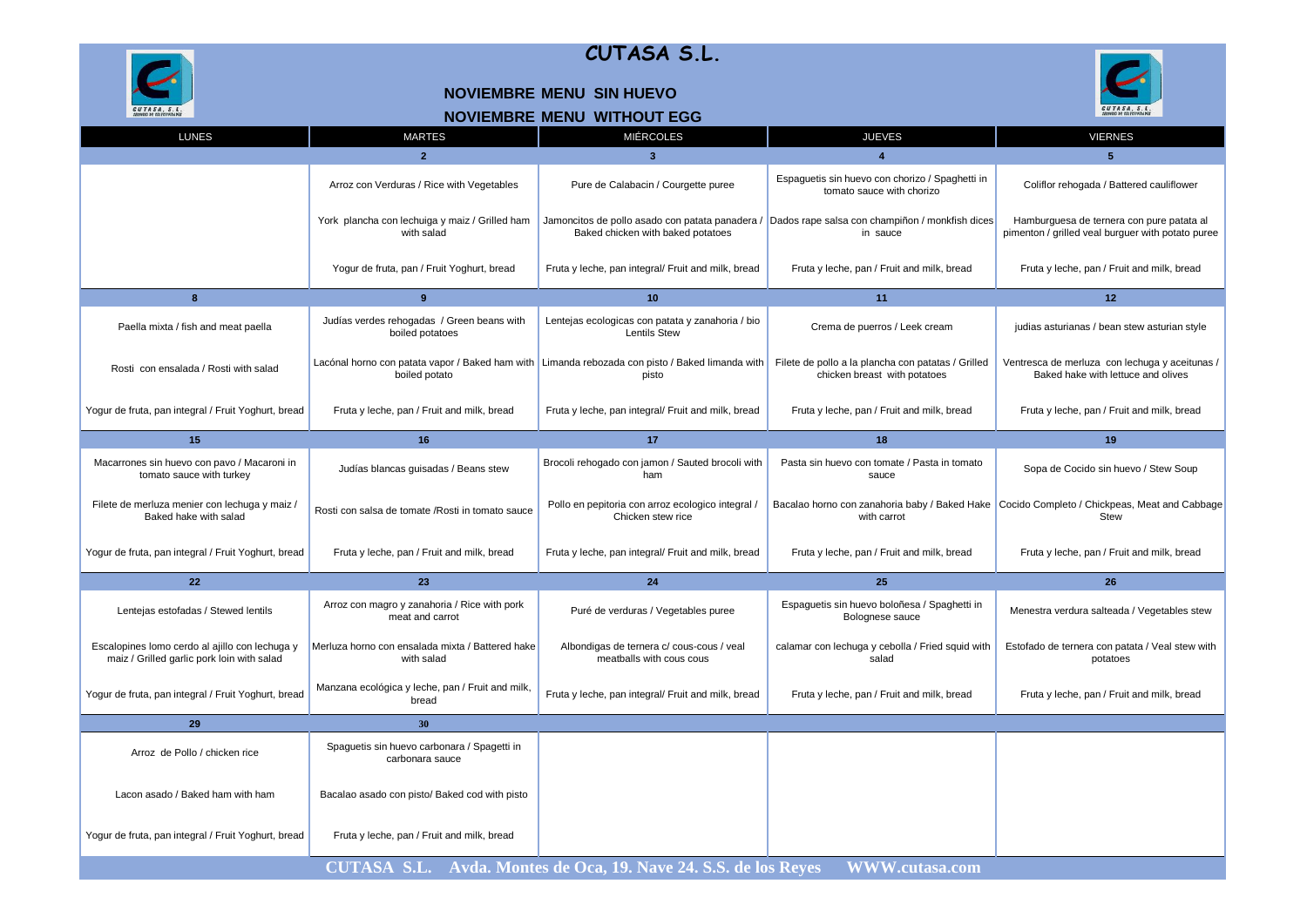# CUTASA S.L.

## NOVIEMBRE MENU SIN HUEVO

## NOVIEMBRE MENU WITHOUT EGG

| LUNES | MARTES | MIÉRCOLES | JUEVES | VIERNES |
|---|---|---|---|---|
| | 2 | 3 | 4 | 5 |
| | Arroz con Verduras / Rice with Vegetables | Pure de Calabacin / Courgette puree | Espaguetis sin huevo con chorizo / Spaghetti in tomato sauce with chorizo | Coliflor rehogada / Battered cauliflower |
| | York plancha con lechuiga y maiz / Grilled ham with salad | Jamoncitos de pollo asado con patata panadera / Baked chicken with baked potatoes | Dados rape salsa con champiñon / monkfish dices in sauce | Hamburguesa de ternera con pure patata al pimenton / grilled veal burguer with potato puree |
| | Yogur de fruta, pan / Fruit Yoghurt, bread | Fruta y leche, pan integral/ Fruit and milk, bread | Fruta y leche, pan / Fruit and milk, bread | Fruta y leche, pan / Fruit and milk, bread |
| 8 | 9 | 10 | 11 | 12 |
| Paella mixta / fish and meat paella | Judías verdes rehogadas / Green beans with boiled potatoes | Lentejas ecologicas con patata y zanahoria / bio Lentils Stew | Crema de puerros / Leek cream | judias asturianas / bean stew asturian style |
| Rosti con ensalada / Rosti with salad | Lacónal horno con patata vapor / Baked ham with boiled potato | Limanda rebozada con pisto / Baked limanda with pisto | Filete de pollo a la plancha con patatas / Grilled chicken breast with potatoes | Ventresca de merluza con lechuga y aceitunas / Baked hake with lettuce and olives |
| Yogur de fruta, pan integral / Fruit Yoghurt, bread | Fruta y leche, pan / Fruit and milk, bread | Fruta y leche, pan integral/ Fruit and milk, bread | Fruta y leche, pan / Fruit and milk, bread | Fruta y leche, pan / Fruit and milk, bread |
| 15 | 16 | 17 | 18 | 19 |
| Macarrones sin huevo con pavo / Macaroni in tomato sauce with turkey | Judías blancas guisadas / Beans stew | Brocoli rehogado con jamon / Sauted brocoli with ham | Pasta sin huevo con tomate / Pasta in tomato sauce | Sopa de Cocido sin huevo / Stew Soup |
| Filete de merluza menier con lechuga y maiz / Baked hake with salad | Rosti con salsa de tomate /Rosti in tomato sauce | Pollo en pepitoria con arroz ecologico integral / Chicken stew rice | Bacalao horno con zanahoria baby / Baked Hake with carrot | Cocido Completo / Chickpeas, Meat and Cabbage Stew |
| Yogur de fruta, pan integral / Fruit Yoghurt, bread | Fruta y leche, pan / Fruit and milk, bread | Fruta y leche, pan integral/ Fruit and milk, bread | Fruta y leche, pan / Fruit and milk, bread | Fruta y leche, pan / Fruit and milk, bread |
| 22 | 23 | 24 | 25 | 26 |
| Lentejas estofadas / Stewed lentils | Arroz con magro y zanahoria / Rice with pork meat and carrot | Puré de verduras / Vegetables puree | Espaguetis sin huevo boloñesa / Spaghetti in Bolognese sauce | Menestra verdura salteada / Vegetables stew |
| Escalopines lomo cerdo al ajillo con lechuga y maiz / Grilled garlic pork loin with salad | Merluza horno con ensalada mixta / Battered hake with salad | Albondigas de ternera c/ cous-cous / veal meatballs with cous cous | calamar con lechuga y cebolla / Fried squid with salad | Estofado de ternera con patata / Veal stew with potatoes |
| Yogur de fruta, pan integral / Fruit Yoghurt, bread | Manzana ecológica y leche, pan / Fruit and milk, bread | Fruta y leche, pan integral/ Fruit and milk, bread | Fruta y leche, pan / Fruit and milk, bread | Fruta y leche, pan / Fruit and milk, bread |
| 29 | 30 | | | |
| Arroz de Pollo / chicken rice | Spaguetis sin huevo carbonara / Spagetti in carbonara sauce | | | |
| Lacon asado / Baked ham with ham | Bacalao asado con pisto/ Baked cod with pisto | | | |
| Yogur de fruta, pan integral / Fruit Yoghurt, bread | Fruta y leche, pan / Fruit and milk, bread | | | |

CUTASA S.L. Avda. Montes de Oca, 19. Nave 24. S.S. de los Reyes WWW.cutasa.com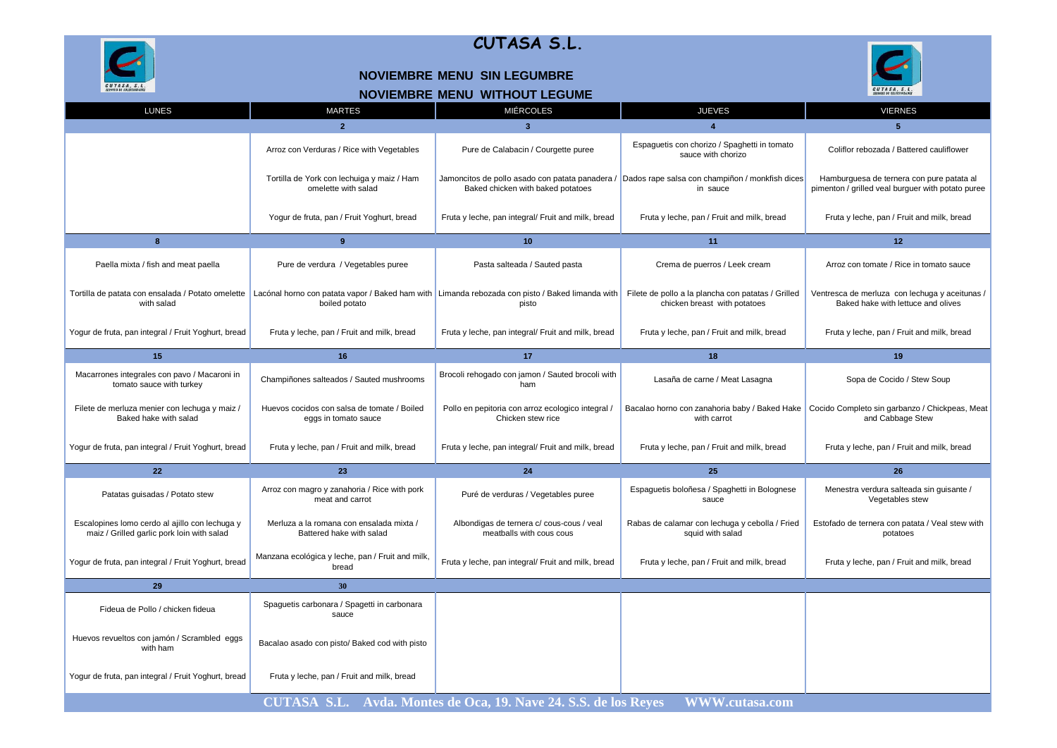# CUTASA S.L.

## NOVIEMBRE MENU SIN LEGUMBRE

## NOVIEMBRE MENU WITHOUT LEGUME

| LUNES | MARTES | MIÉRCOLES | JUEVES | VIERNES |
|---|---|---|---|---|
| | **2** | **3** | **4** | **5** |
| | Arroz con Verduras / Rice with Vegetables | Pure de Calabacin / Courgette puree | Espaguetis con chorizo / Spaghetti in tomato sauce with chorizo | Coliflor rebozada / Battered cauliflower |
| | Tortilla de York con lechuiga y maiz / Ham omelette with salad | Jamoncitos de pollo asado con patata panadera / Baked chicken with baked potatoes | Dados rape salsa con champiñon / monkfish dices in sauce | Hamburguesa de ternera con pure patata al pimenton / grilled veal burguer with potato puree |
| | Yogur de fruta, pan / Fruit Yoghurt, bread | Fruta y leche, pan integral/ Fruit and milk, bread | Fruta y leche, pan / Fruit and milk, bread | Fruta y leche, pan / Fruit and milk, bread |
| **8** | **9** | **10** | **11** | **12** |
| Paella mixta / fish and meat paella | Pure de verdura / Vegetables puree | Pasta salteada / Sauted pasta | Crema de puerros / Leek cream | Arroz con tomate / Rice in tomato sauce |
| Tortilla de patata con ensalada / Potato omelette with salad | Lacónal horno con patata vapor / Baked ham with boiled potato | Limanda rebozada con pisto / Baked limanda with pisto | Filete de pollo a la plancha con patatas / Grilled chicken breast with potatoes | Ventresca de merluza con lechuga y aceitunas / Baked hake with lettuce and olives |
| Yogur de fruta, pan integral / Fruit Yoghurt, bread | Fruta y leche, pan / Fruit and milk, bread | Fruta y leche, pan integral/ Fruit and milk, bread | Fruta y leche, pan / Fruit and milk, bread | Fruta y leche, pan / Fruit and milk, bread |
| **15** | **16** | **17** | **18** | **19** |
| Macarrones integrales con pavo / Macaroni in tomato sauce with turkey | Champiñones salteados / Sauted mushrooms | Brocoli rehogado con jamon / Sauted brocoli with ham | Lasaña de carne / Meat Lasagna | Sopa de Cocido / Stew Soup |
| Filete de merluza menier con lechuga y maiz / Baked hake with salad | Huevos cocidos con salsa de tomate / Boiled eggs in tomato sauce | Pollo en pepitoria con arroz ecologico integral / Chicken stew rice | Bacalao horno con zanahoria baby / Baked Hake with carrot | Cocido Completo sin garbanzo / Chickpeas, Meat and Cabbage Stew |
| Yogur de fruta, pan integral / Fruit Yoghurt, bread | Fruta y leche, pan / Fruit and milk, bread | Fruta y leche, pan integral/ Fruit and milk, bread | Fruta y leche, pan / Fruit and milk, bread | Fruta y leche, pan / Fruit and milk, bread |
| **22** | **23** | **24** | **25** | **26** |
| Patatas guisadas / Potato stew | Arroz con magro y zanahoria / Rice with pork meat and carrot | Puré de verduras / Vegetables puree | Espaguetis boloñesa / Spaghetti in Bolognese sauce | Menestra verdura salteada sin guisante / Vegetables stew |
| Escalopines lomo cerdo al ajillo con lechuga y maiz / Grilled garlic pork loin with salad | Merluza a la romana con ensalada mixta / Battered hake with salad | Albondigas de ternera c/ cous-cous / veal meatballs with cous cous | Rabas de calamar con lechuga y cebolla / Fried squid with salad | Estofado de ternera con patata / Veal stew with potatoes |
| Yogur de fruta, pan integral / Fruit Yoghurt, bread | Manzana ecológica y leche, pan / Fruit and milk, bread | Fruta y leche, pan integral/ Fruit and milk, bread | Fruta y leche, pan / Fruit and milk, bread | Fruta y leche, pan / Fruit and milk, bread |
| **29** | **30** | | | |
| Fideua de Pollo / chicken fideua | Spaguetis carbonara / Spagetti in carbonara sauce | | | |
| Huevos revueltos con jamón / Scrambled eggs with ham | Bacalao asado con pisto/ Baked cod with pisto | | | |
| Yogur de fruta, pan integral / Fruit Yoghurt, bread | Fruta y leche, pan / Fruit and milk, bread | | | |

CUTASA S.L. Avda. Montes de Oca, 19. Nave 24. S.S. de los Reyes WWW.cutasa.com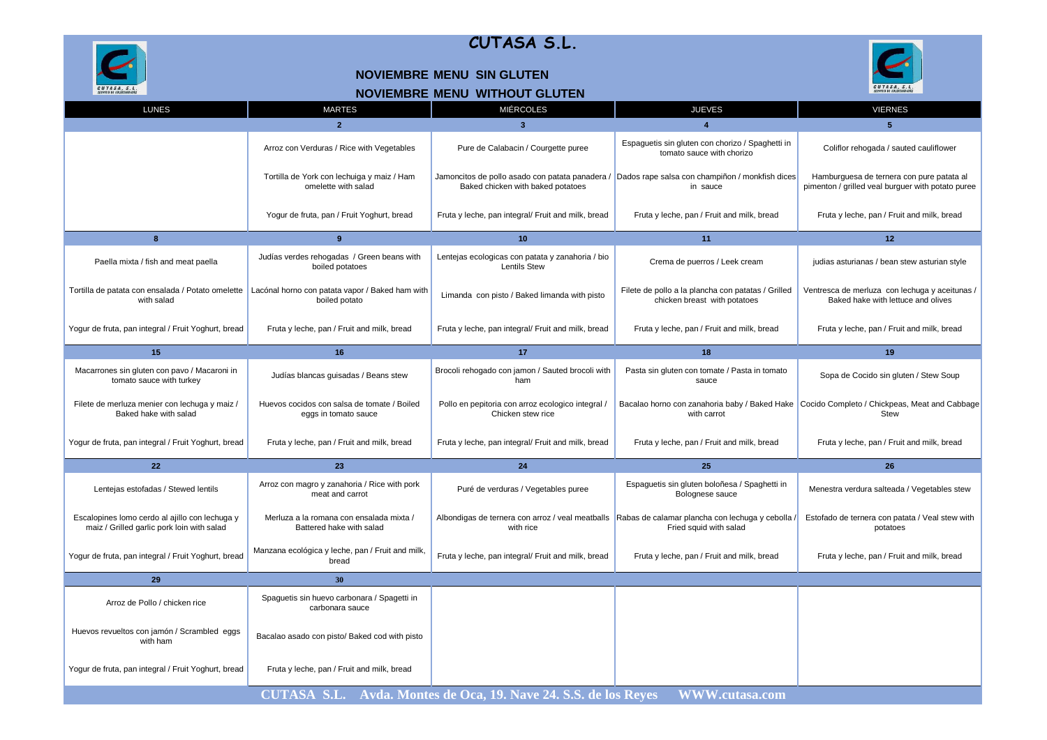# CUTASA S.L.

## NOVIEMBRE MENU SIN GLUTEN

## NOVIEMBRE MENU WITHOUT GLUTEN

| LUNES | MARTES | MIÉRCOLES | JUEVES | VIERNES |
|---|---|---|---|---|
| | 2 | 3 | 4 | 5 |
| | Arroz con Verduras / Rice with Vegetables | Pure de Calabacin / Courgette puree | Espaguetis sin gluten con chorizo / Spaghetti in tomato sauce with chorizo | Coliflor rehogada / sauted cauliflower |
| | Tortilla de York con lechuiga y maiz / Ham omelette with salad | Jamoncitos de pollo asado con patata panadera / Baked chicken with baked potatoes | Dados rape salsa con champiñon / monkfish dices in sauce | Hamburguesa de ternera con pure patata al pimenton / grilled veal burguer with potato puree |
| | Yogur de fruta, pan / Fruit Yoghurt, bread | Fruta y leche, pan integral/ Fruit and milk, bread | Fruta y leche, pan / Fruit and milk, bread | Fruta y leche, pan / Fruit and milk, bread |
| 8 | 9 | 10 | 11 | 12 |
| Paella mixta / fish and meat paella | Judías verdes rehogadas / Green beans with boiled potatoes | Lentejas ecologicas con patata y zanahoria / bio Lentils Stew | Crema de puerros / Leek cream | judias asturianas / bean stew asturian style |
| Tortilla de patata con ensalada / Potato omelette with salad | Lacónal horno con patata vapor / Baked ham with boiled potato | Limanda con pisto / Baked limanda with pisto | Filete de pollo a la plancha con patatas / Grilled chicken breast with potatoes | Ventresca de merluza con lechuga y aceitunas / Baked hake with lettuce and olives |
| Yogur de fruta, pan integral / Fruit Yoghurt, bread | Fruta y leche, pan / Fruit and milk, bread | Fruta y leche, pan integral/ Fruit and milk, bread | Fruta y leche, pan / Fruit and milk, bread | Fruta y leche, pan / Fruit and milk, bread |
| 15 | 16 | 17 | 18 | 19 |
| Macarrones sin gluten con pavo / Macaroni in tomato sauce with turkey | Judías blancas guisadas / Beans stew | Brocoli rehogado con jamon / Sauted brocoli with ham | Pasta sin gluten con tomate / Pasta in tomato sauce | Sopa de Cocido sin gluten / Stew Soup |
| Filete de merluza menier con lechuga y maiz / Baked hake with salad | Huevos cocidos con salsa de tomate / Boiled eggs in tomato sauce | Pollo en pepitoria con arroz ecologico integral / Chicken stew rice | Bacalao horno con zanahoria baby / Baked Hake with carrot | Cocido Completo / Chickpeas, Meat and Cabbage Stew |
| Yogur de fruta, pan integral / Fruit Yoghurt, bread | Fruta y leche, pan / Fruit and milk, bread | Fruta y leche, pan integral/ Fruit and milk, bread | Fruta y leche, pan / Fruit and milk, bread | Fruta y leche, pan / Fruit and milk, bread |
| 22 | 23 | 24 | 25 | 26 |
| Lentejas estofadas / Stewed lentils | Arroz con magro y zanahoria / Rice with pork meat and carrot | Puré de verduras / Vegetables puree | Espaguetis sin gluten boloñesa / Spaghetti in Bolognese sauce | Menestra verdura salteada / Vegetables stew |
| Escalopines lomo cerdo al ajillo con lechuga y maiz / Grilled garlic pork loin with salad | Merluza a la romana con ensalada mixta / Battered hake with salad | Albondigas de ternera con arroz / veal meatballs with rice | Rabas de calamar plancha con lechuga y cebolla / Fried squid with salad | Estofado de ternera con patata / Veal stew with potatoes |
| Yogur de fruta, pan integral / Fruit Yoghurt, bread | Manzana ecológica y leche, pan / Fruit and milk, bread | Fruta y leche, pan integral/ Fruit and milk, bread | Fruta y leche, pan / Fruit and milk, bread | Fruta y leche, pan / Fruit and milk, bread |
| 29 | 30 | | | |
| Arroz de Pollo / chicken rice | Spaguetis sin huevo carbonara / Spagetti in carbonara sauce | | | |
| Huevos revueltos con jamón / Scrambled eggs with ham | Bacalao asado con pisto/ Baked cod with pisto | | | |
| Yogur de fruta, pan integral / Fruit Yoghurt, bread | Fruta y leche, pan / Fruit and milk, bread | | | |

CUTASA S.L. Avda. Montes de Oca, 19. Nave 24. S.S. de los Reyes WWW.cutasa.com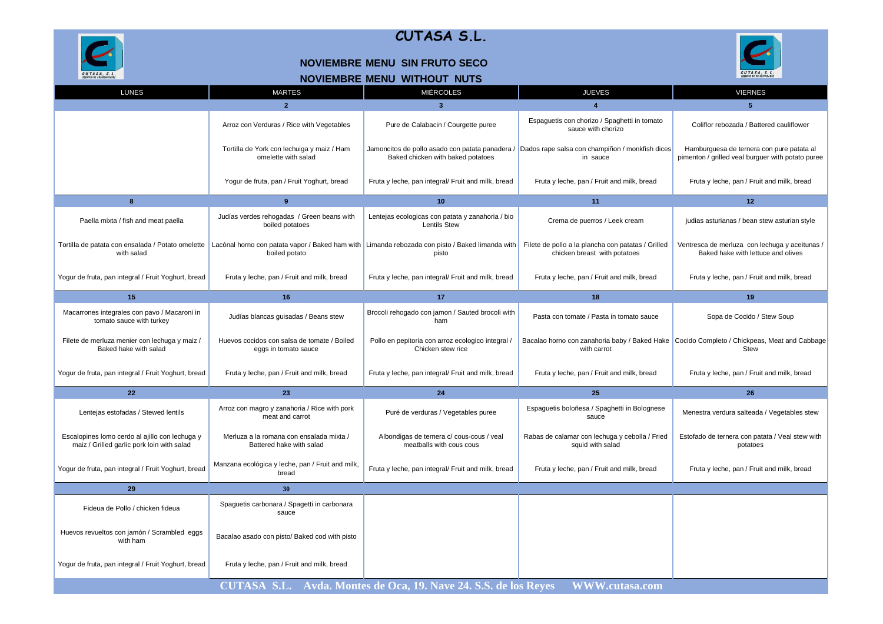# CUTASA S.L.

## NOVIEMBRE MENU SIN FRUTO SECO

## NOVIEMBRE MENU WITHOUT NUTS

| LUNES | MARTES | MIÉRCOLES | JUEVES | VIERNES |
|---|---|---|---|---|
| | **2** | **3** | **4** | **5** |
| | Arroz con Verduras / Rice with Vegetables | Pure de Calabacin / Courgette puree | Espaguetis con chorizo / Spaghetti in tomato sauce with chorizo | Coliflor rebozada / Battered cauliflower |
| | Tortilla de York con lechuiga y maiz / Ham omelette with salad | Jamoncitos de pollo asado con patata panadera / Baked chicken with baked potatoes | Dados rape salsa con champiñon / monkfish dices in sauce | Hamburguesa de ternera con pure patata al pimenton / grilled veal burguer with potato puree |
| | Yogur de fruta, pan / Fruit Yoghurt, bread | Fruta y leche, pan integral/ Fruit and milk, bread | Fruta y leche, pan / Fruit and milk, bread | Fruta y leche, pan / Fruit and milk, bread |
| **8** | **9** | **10** | **11** | **12** |
| Paella mixta / fish and meat paella | Judías verdes rehogadas / Green beans with boiled potatoes | Lentejas ecologicas con patata y zanahoria / bio Lentils Stew | Crema de puerros / Leek cream | judias asturianas / bean stew asturian style |
| Tortilla de patata con ensalada / Potato omelette with salad | Lacónal horno con patata vapor / Baked ham with boiled potato | Limanda rebozada con pisto / Baked limanda with pisto | Filete de pollo a la plancha con patatas / Grilled chicken breast with potatoes | Ventresca de merluza con lechuga y aceitunas / Baked hake with lettuce and olives |
| Yogur de fruta, pan integral / Fruit Yoghurt, bread | Fruta y leche, pan / Fruit and milk, bread | Fruta y leche, pan integral/ Fruit and milk, bread | Fruta y leche, pan / Fruit and milk, bread | Fruta y leche, pan / Fruit and milk, bread |
| **15** | **16** | **17** | **18** | **19** |
| Macarrones integrales con pavo / Macaroni in tomato sauce with turkey | Judías blancas guisadas / Beans stew | Brocoli rehogado con jamon / Sauted brocoli with ham | Pasta con tomate / Pasta in tomato sauce | Sopa de Cocido / Stew Soup |
| Filete de merluza menier con lechuga y maiz / Baked hake with salad | Huevos cocidos con salsa de tomate / Boiled eggs in tomato sauce | Pollo en pepitoria con arroz ecologico integral / Chicken stew rice | Bacalao horno con zanahoria baby / Baked Hake with carrot | Cocido Completo / Chickpeas, Meat and Cabbage Stew |
| Yogur de fruta, pan integral / Fruit Yoghurt, bread | Fruta y leche, pan / Fruit and milk, bread | Fruta y leche, pan integral/ Fruit and milk, bread | Fruta y leche, pan / Fruit and milk, bread | Fruta y leche, pan / Fruit and milk, bread |
| **22** | **23** | **24** | **25** | **26** |
| Lentejas estofadas / Stewed lentils | Arroz con magro y zanahoria / Rice with pork meat and carrot | Puré de verduras / Vegetables puree | Espaguetis boloñesa / Spaghetti in Bolognese sauce | Menestra verdura salteada / Vegetables stew |
| Escalopines lomo cerdo al ajillo con lechuga y maiz / Grilled garlic pork loin with salad | Merluza a la romana con ensalada mixta / Battered hake with salad | Albondigas de ternera c/ cous-cous / veal meatballs with cous cous | Rabas de calamar con lechuga y cebolla / Fried squid with salad | Estofado de ternera con patata / Veal stew with potatoes |
| Yogur de fruta, pan integral / Fruit Yoghurt, bread | Manzana ecológica y leche, pan / Fruit and milk, bread | Fruta y leche, pan integral/ Fruit and milk, bread | Fruta y leche, pan / Fruit and milk, bread | Fruta y leche, pan / Fruit and milk, bread |
| **29** | **30** | | | |
| Fideua de Pollo / chicken fideua | Spaguetis carbonara / Spagetti in carbonara sauce | | | |
| Huevos revueltos con jamón / Scrambled eggs with ham | Bacalao asado con pisto/ Baked cod with pisto | | | |
| Yogur de fruta, pan integral / Fruit Yoghurt, bread | Fruta y leche, pan / Fruit and milk, bread | | | |

CUTASA S.L. Avda. Montes de Oca, 19. Nave 24. S.S. de los Reyes WWW.cutasa.com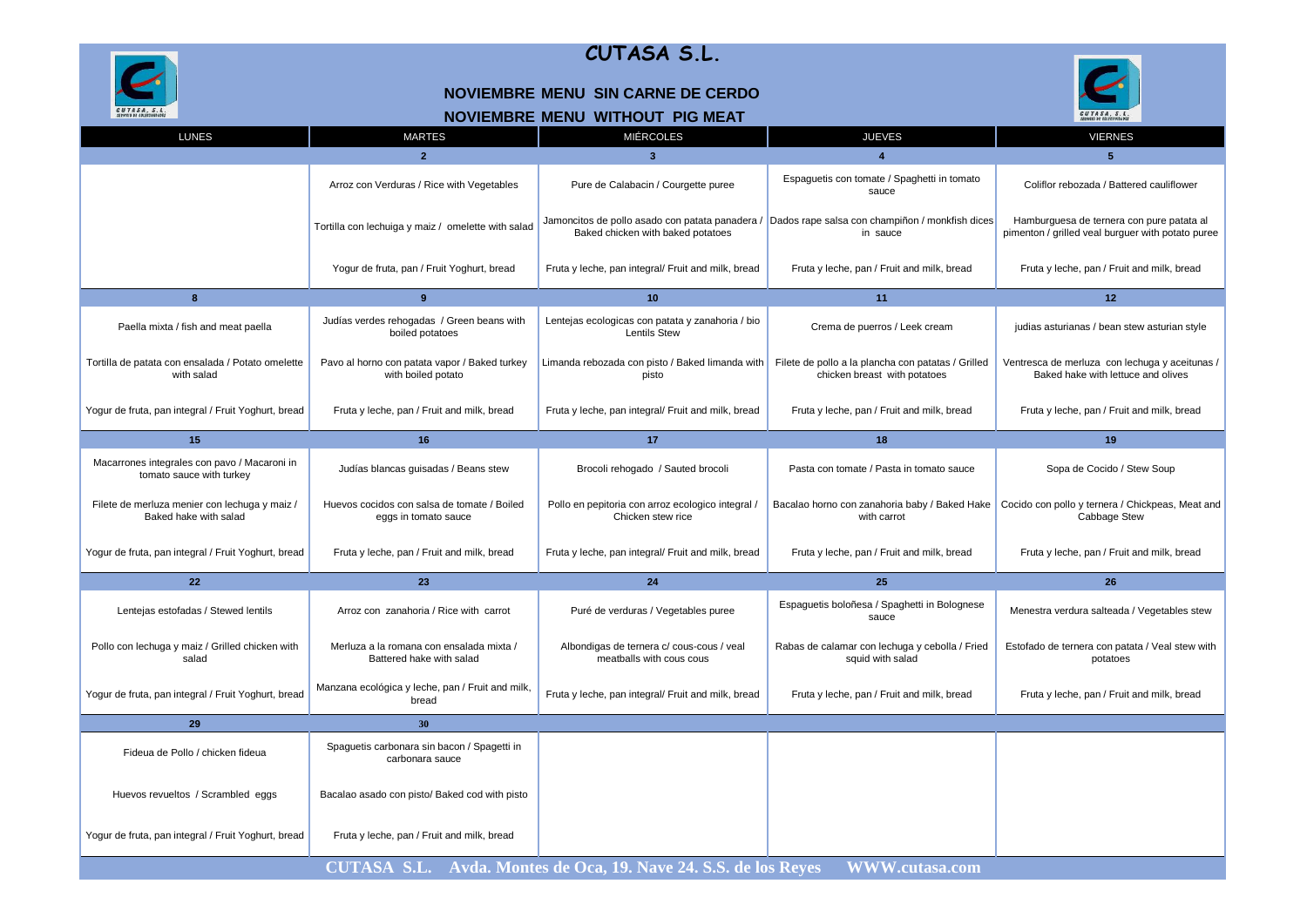# CUTASA S.L.

## NOVIEMBRE MENU SIN CARNE DE CERDO

## NOVIEMBRE MENU WITHOUT PIG MEAT

| LUNES | MARTES | MIÉRCOLES | JUEVES | VIERNES |
|---|---|---|---|---|
| | 2 | 3 | 4 | 5 |
| | Arroz con Verduras / Rice with Vegetables | Pure de Calabacin / Courgette puree | Espaguetis con tomate / Spaghetti in tomato sauce | Coliflor rebozada / Battered cauliflower |
| | Tortilla con lechuiga y maiz / omelette with salad | Jamoncitos de pollo asado con patata panadera / Baked chicken with baked potatoes | Dados rape salsa con champiñon / monkfish dices in sauce | Hamburguesa de ternera con pure patata al pimenton / grilled veal burguer with potato puree |
| | Yogur de fruta, pan / Fruit Yoghurt, bread | Fruta y leche, pan integral/ Fruit and milk, bread | Fruta y leche, pan / Fruit and milk, bread | Fruta y leche, pan / Fruit and milk, bread |
| 8 | 9 | 10 | 11 | 12 |
| Paella mixta / fish and meat paella | Judías verdes rehogadas / Green beans with boiled potatoes | Lentejas ecologicas con patata y zanahoria / bio Lentils Stew | Crema de puerros / Leek cream | judias asturianas / bean stew asturian style |
| Tortilla de patata con ensalada / Potato omelette with salad | Pavo al horno con patata vapor / Baked turkey with boiled potato | Limanda rebozada con pisto / Baked limanda with pisto | Filete de pollo a la plancha con patatas / Grilled chicken breast with potatoes | Ventresca de merluza con lechuga y aceitunas / Baked hake with lettuce and olives |
| Yogur de fruta, pan integral / Fruit Yoghurt, bread | Fruta y leche, pan / Fruit and milk, bread | Fruta y leche, pan integral/ Fruit and milk, bread | Fruta y leche, pan / Fruit and milk, bread | Fruta y leche, pan / Fruit and milk, bread |
| 15 | 16 | 17 | 18 | 19 |
| Macarrones integrales con pavo / Macaroni in tomato sauce with turkey | Judías blancas guisadas / Beans stew | Brocoli rehogado / Sauted brocoli | Pasta con tomate / Pasta in tomato sauce | Sopa de Cocido / Stew Soup |
| Filete de merluza menier con lechuga y maiz / Baked hake with salad | Huevos cocidos con salsa de tomate / Boiled eggs in tomato sauce | Pollo en pepitoria con arroz ecologico integral / Chicken stew rice | Bacalao horno con zanahoria baby / Baked Hake with carrot | Cocido con pollo y ternera / Chickpeas, Meat and Cabbage Stew |
| Yogur de fruta, pan integral / Fruit Yoghurt, bread | Fruta y leche, pan / Fruit and milk, bread | Fruta y leche, pan integral/ Fruit and milk, bread | Fruta y leche, pan / Fruit and milk, bread | Fruta y leche, pan / Fruit and milk, bread |
| 22 | 23 | 24 | 25 | 26 |
| Lentejas estofadas / Stewed lentils | Arroz con zanahoria / Rice with carrot | Puré de verduras / Vegetables puree | Espaguetis boloñesa / Spaghetti in Bolognese sauce | Menestra verdura salteada / Vegetables stew |
| Pollo con lechuga y maiz / Grilled chicken with salad | Merluza a la romana con ensalada mixta / Battered hake with salad | Albondigas de ternera c/ cous-cous / veal meatballs with cous cous | Rabas de calamar con lechuga y cebolla / Fried squid with salad | Estofado de ternera con patata / Veal stew with potatoes |
| Yogur de fruta, pan integral / Fruit Yoghurt, bread | Manzana ecológica y leche, pan / Fruit and milk, bread | Fruta y leche, pan integral/ Fruit and milk, bread | Fruta y leche, pan / Fruit and milk, bread | Fruta y leche, pan / Fruit and milk, bread |
| 29 | 30 | | | |
| Fideua de Pollo / chicken fideua | Spaguetis carbonara sin bacon / Spagetti in carbonara sauce | | | |
| Huevos revueltos / Scrambled eggs | Bacalao asado con pisto/ Baked cod with pisto | | | |
| Yogur de fruta, pan integral / Fruit Yoghurt, bread | Fruta y leche, pan / Fruit and milk, bread | | | |

CUTASA S.L. Avda. Montes de Oca, 19. Nave 24. S.S. de los Reyes WWW.cutasa.com